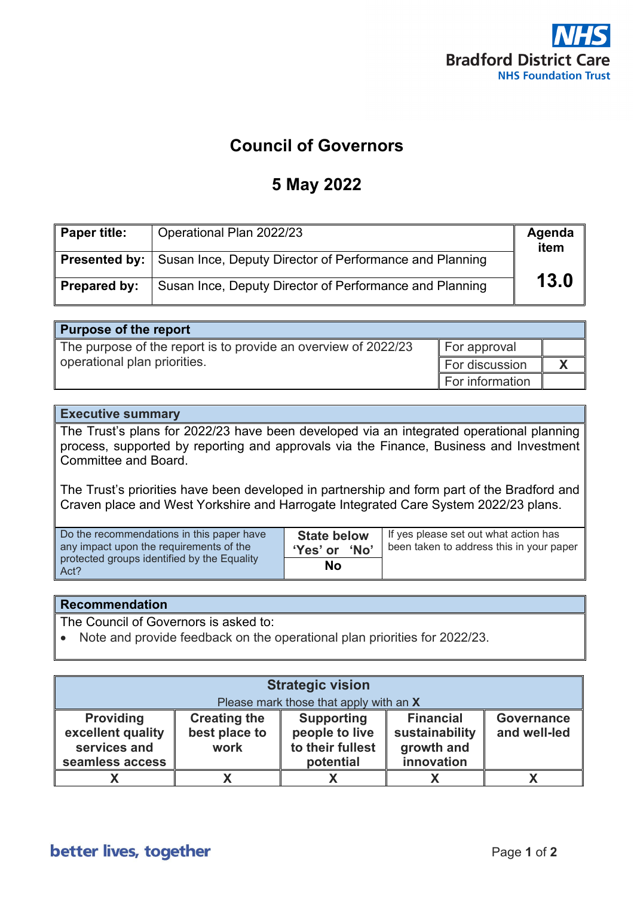NHS Bradford District Care NHS Foundation Trust

# Council of Governors

## 5 May 2022

| Paper title: | Operational Plan 2022/23 | Agenda item |
|---|---|---|
| Presented by: | Susan Ince, Deputy Director of Performance and Planning | 13.0 |
| Prepared by: | Susan Ince, Deputy Director of Performance and Planning | |

| Purpose of the report | | |
|---|---|---|
| The purpose of the report is to provide an overview of 2022/23 operational plan priorities. | For approval | |
| | For discussion | X |
| | For information | |

| Executive summary |
|---|
| The Trust's plans for 2022/23 have been developed via an integrated operational planning process, supported by reporting and approvals via the Finance, Business and Investment Committee and Board.<br><br>The Trust's priorities have been developed in partnership and form part of the Bradford and Craven place and West Yorkshire and Harrogate Integrated Care System 2022/23 plans. |

| Do the recommendations in this paper have any impact upon the requirements of the protected groups identified by the Equality Act? | State below 'Yes' or 'No' | If yes please set out what action has been taken to address this in your paper |
|---|---|---|
| | No | |

| Recommendation |
|---|
| The Council of Governors is asked to:<br>• Note and provide feedback on the operational plan priorities for 2022/23. |

| Strategic vision<br>Please mark those that apply with an **X** | | | | |
|---|---|---|---|---|
| Providing excellent quality services and seamless access | Creating the best place to work | Supporting people to live to their fullest potential | Financial sustainability growth and innovation | Governance and well-led |
| X | X | X | X | X |

better lives, together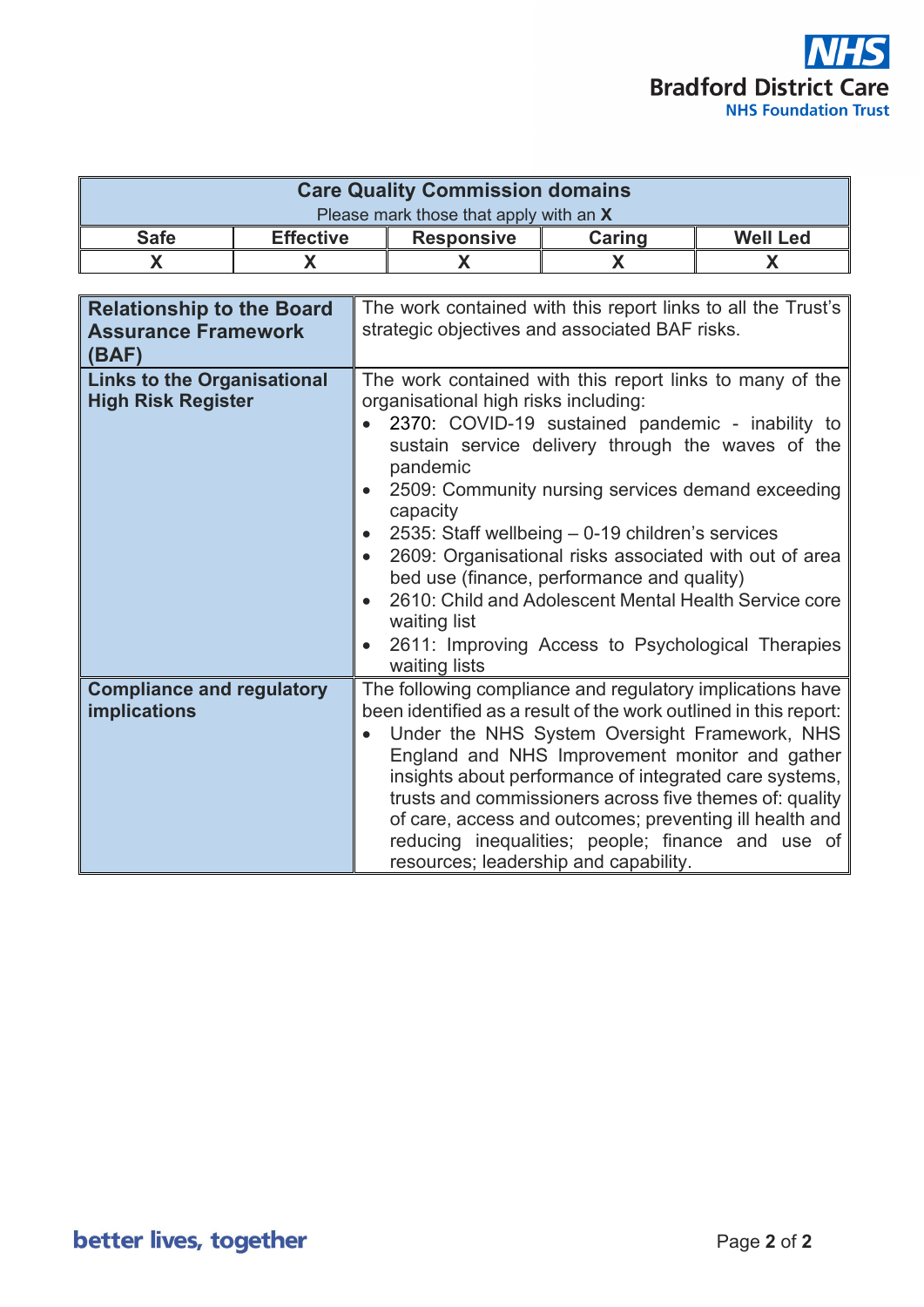| Care Quality Commission domains<br>Please mark those that apply with an **X** | | | | |
|---|---|---|---|---|
| **Safe** | **Effective** | **Responsive** | **Caring** | **Well Led** |
| **X** | **X** | **X** | **X** | **X** |

| | |
|---|---|
| **Relationship to the Board Assurance Framework (BAF)** | The work contained with this report links to all the Trust's strategic objectives and associated BAF risks. |
| **Links to the Organisational High Risk Register** | The work contained with this report links to many of the organisational high risks including:<br>• 2370: COVID-19 sustained pandemic - inability to sustain service delivery through the waves of the pandemic<br>• 2509: Community nursing services demand exceeding capacity<br>• 2535: Staff wellbeing – 0-19 children's services<br>• 2609: Organisational risks associated with out of area bed use (finance, performance and quality)<br>• 2610: Child and Adolescent Mental Health Service core waiting list<br>• 2611: Improving Access to Psychological Therapies waiting lists |
| **Compliance and regulatory implications** | The following compliance and regulatory implications have been identified as a result of the work outlined in this report:<br>• Under the NHS System Oversight Framework, NHS England and NHS Improvement monitor and gather insights about performance of integrated care systems, trusts and commissioners across five themes of: quality of care, access and outcomes; preventing ill health and reducing inequalities; people; finance and use of resources; leadership and capability. |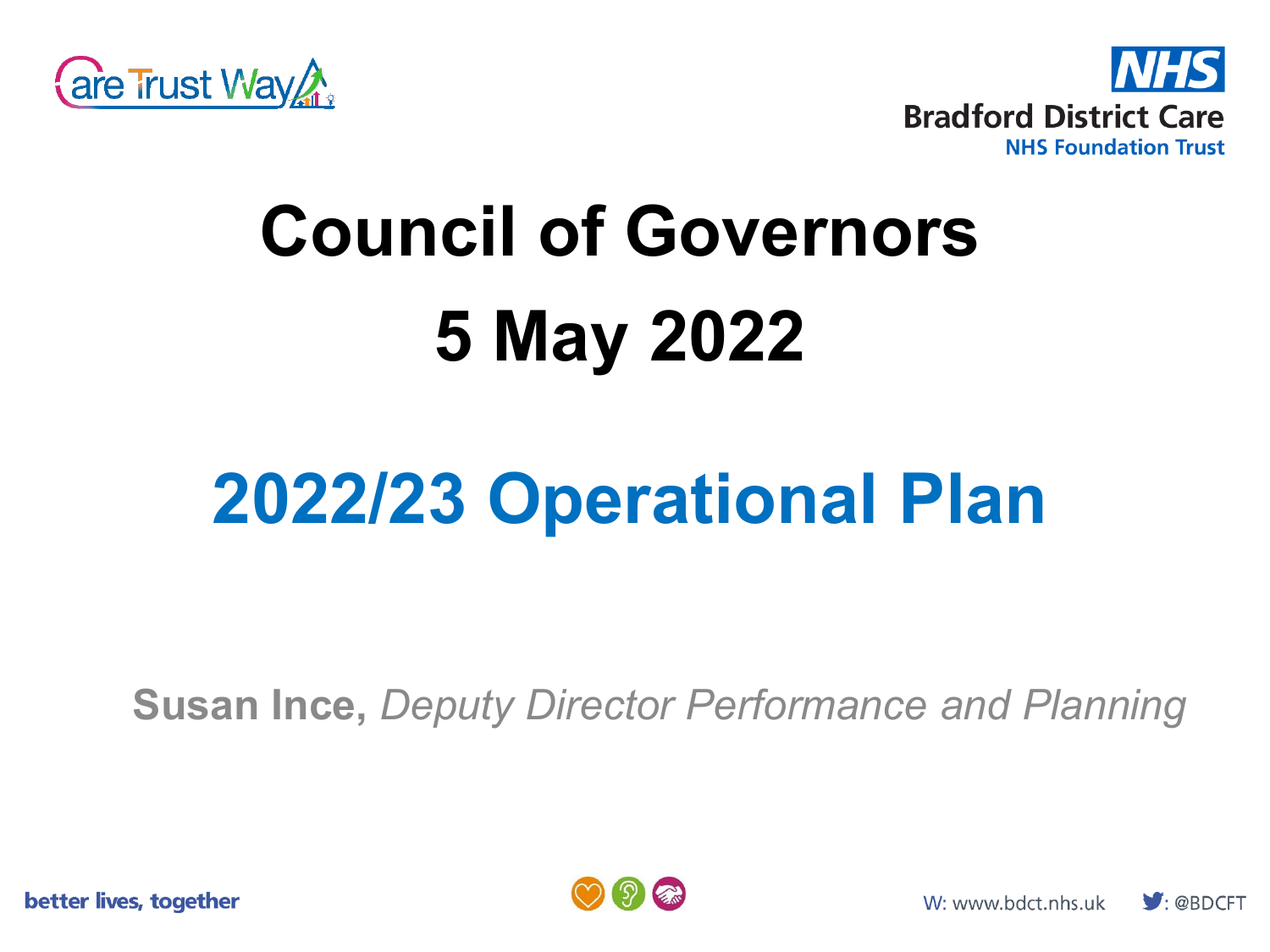# Council of Governors

# 5 May 2022

## 2022/23 Operational Plan

**Susan Ince,** *Deputy Director Performance and Planning*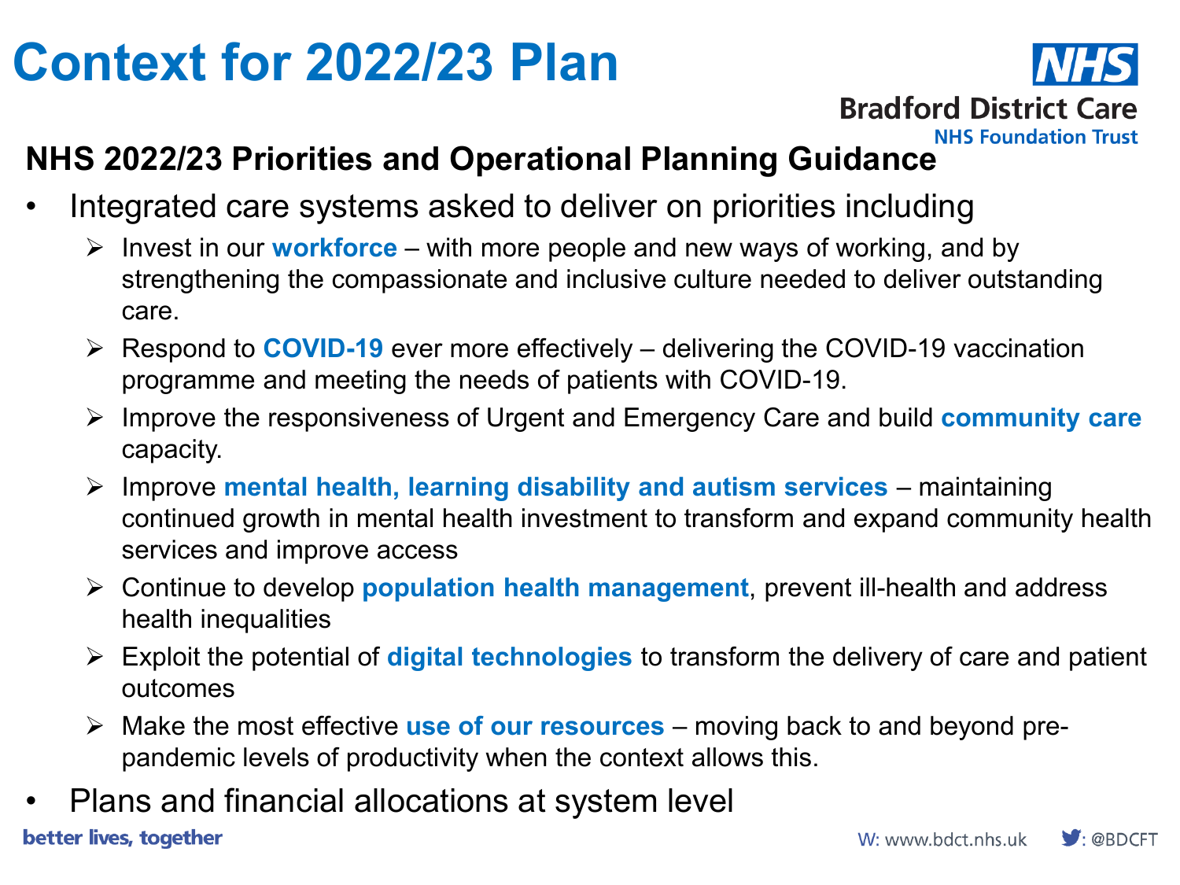# Context for 2022/23 Plan

## NHS 2022/23 Priorities and Operational Planning Guidance

- Integrated care systems asked to deliver on priorities including
  - Invest in our **workforce** – with more people and new ways of working, and by strengthening the compassionate and inclusive culture needed to deliver outstanding care.
  - Respond to **COVID-19** ever more effectively – delivering the COVID-19 vaccination programme and meeting the needs of patients with COVID-19.
  - Improve the responsiveness of Urgent and Emergency Care and build **community care** capacity.
  - Improve **mental health, learning disability and autism services** – maintaining continued growth in mental health investment to transform and expand community health services and improve access
  - Continue to develop **population health management**, prevent ill-health and address health inequalities
  - Exploit the potential of **digital technologies** to transform the delivery of care and patient outcomes
  - Make the most effective **use of our resources** – moving back to and beyond pre-pandemic levels of productivity when the context allows this.
- Plans and financial allocations at system level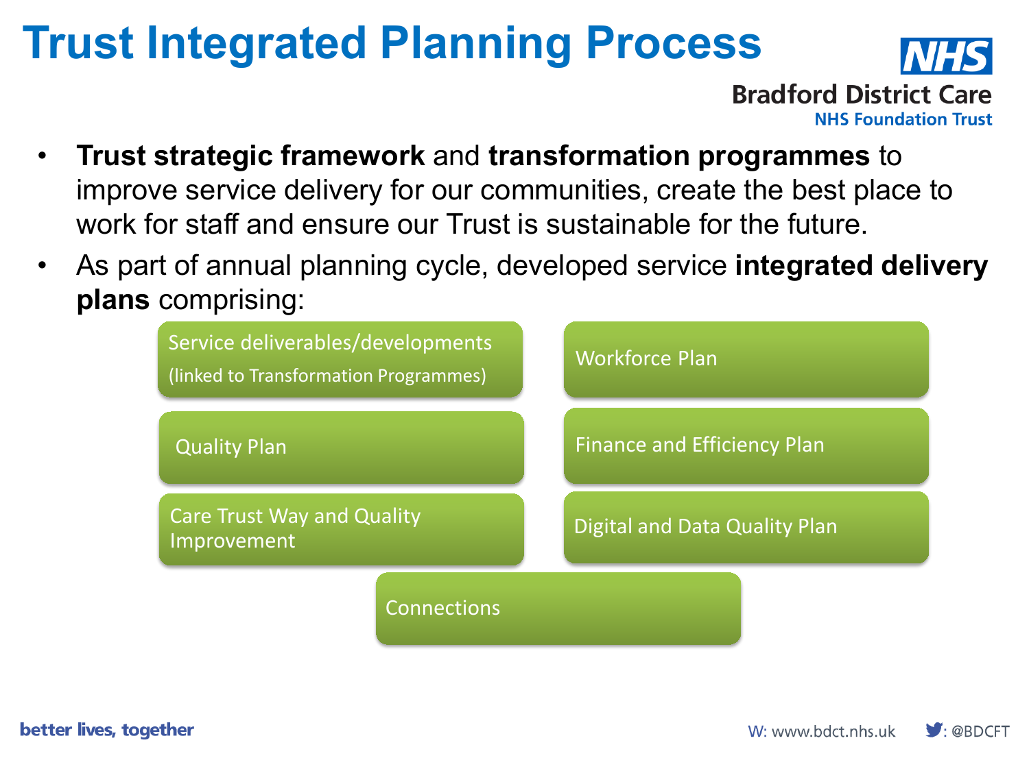# Trust Integrated Planning Process

- **Trust strategic framework** and **transformation programmes** to improve service delivery for our communities, create the best place to work for staff and ensure our Trust is sustainable for the future.
- As part of annual planning cycle, developed service **integrated delivery plans** comprising:
  - Service deliverables/developments (linked to Transformation Programmes)
  - Workforce Plan
  - Quality Plan
  - Finance and Efficiency Plan
  - Care Trust Way and Quality Improvement
  - Digital and Data Quality Plan
  - Connections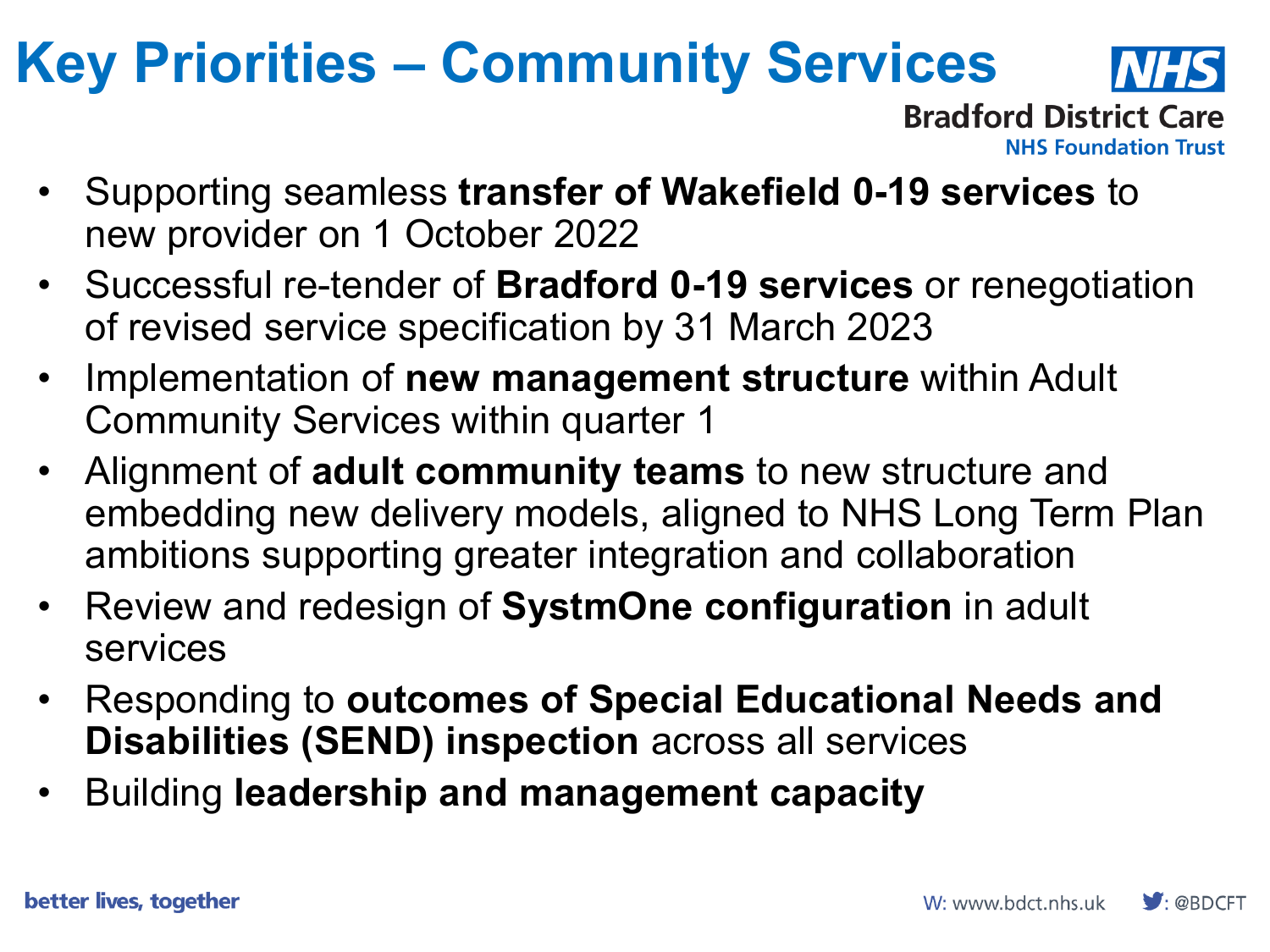# Key Priorities – Community Services

- Supporting seamless **transfer of Wakefield 0-19 services** to new provider on 1 October 2022
- Successful re-tender of **Bradford 0-19 services** or renegotiation of revised service specification by 31 March 2023
- Implementation of **new management structure** within Adult Community Services within quarter 1
- Alignment of **adult community teams** to new structure and embedding new delivery models, aligned to NHS Long Term Plan ambitions supporting greater integration and collaboration
- Review and redesign of **SystmOne configuration** in adult services
- Responding to **outcomes of Special Educational Needs and Disabilities (SEND) inspection** across all services
- Building **leadership and management capacity**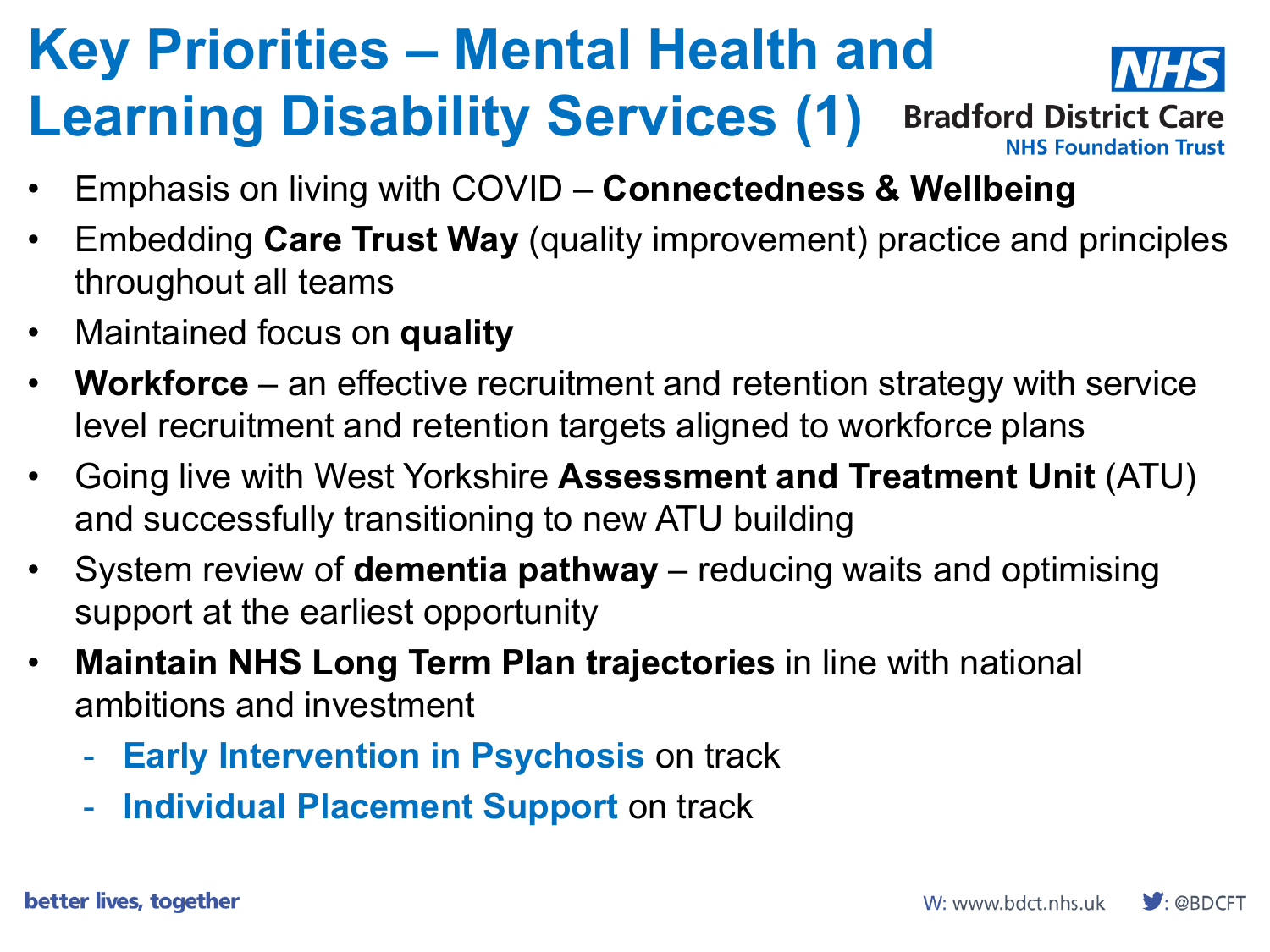# Key Priorities – Mental Health and Learning Disability Services (1)

- Emphasis on living with COVID – **Connectedness & Wellbeing**
- Embedding **Care Trust Way** (quality improvement) practice and principles throughout all teams
- Maintained focus on **quality**
- **Workforce** – an effective recruitment and retention strategy with service level recruitment and retention targets aligned to workforce plans
- Going live with West Yorkshire **Assessment and Treatment Unit** (ATU) and successfully transitioning to new ATU building
- System review of **dementia pathway** – reducing waits and optimising support at the earliest opportunity
- **Maintain NHS Long Term Plan trajectories** in line with national ambitions and investment
  - **Early Intervention in Psychosis** on track
  - **Individual Placement Support** on track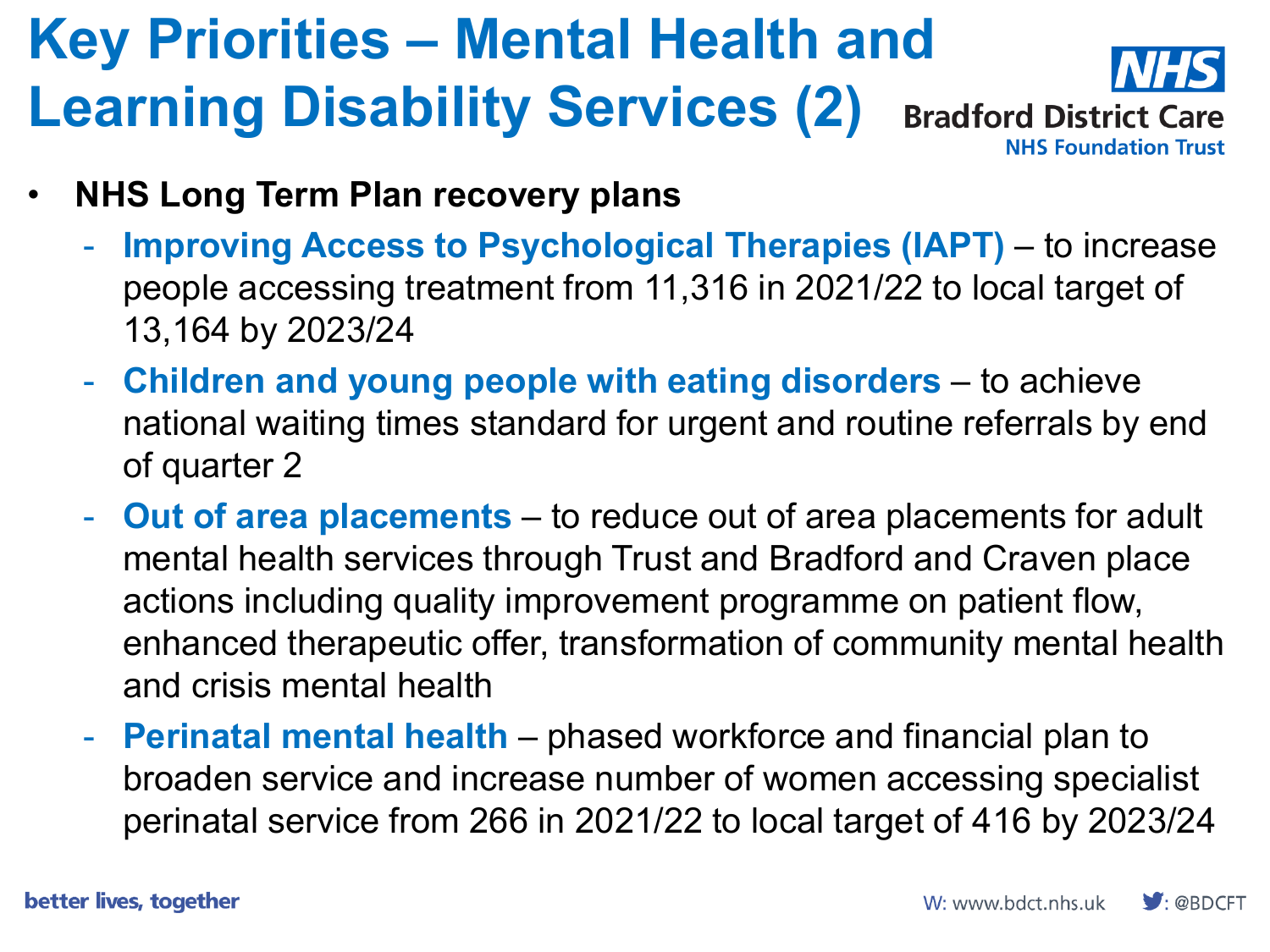# Key Priorities – Mental Health and Learning Disability Services (2)

- **NHS Long Term Plan recovery plans**
  - **Improving Access to Psychological Therapies (IAPT)** – to increase people accessing treatment from 11,316 in 2021/22 to local target of 13,164 by 2023/24
  - **Children and young people with eating disorders** – to achieve national waiting times standard for urgent and routine referrals by end of quarter 2
  - **Out of area placements** – to reduce out of area placements for adult mental health services through Trust and Bradford and Craven place actions including quality improvement programme on patient flow, enhanced therapeutic offer, transformation of community mental health and crisis mental health
  - **Perinatal mental health** – phased workforce and financial plan to broaden service and increase number of women accessing specialist perinatal service from 266 in 2021/22 to local target of 416 by 2023/24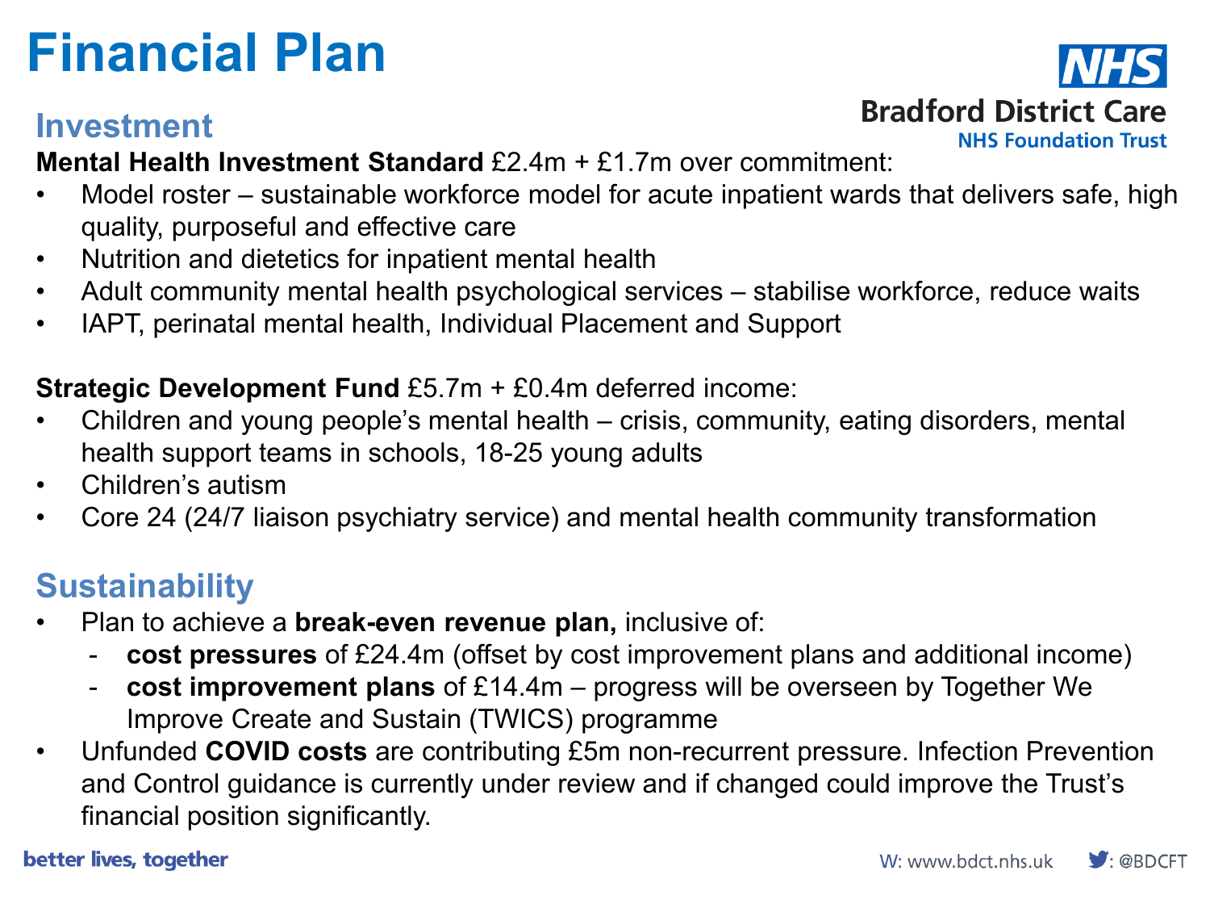# Financial Plan

## Investment

**Mental Health Investment Standard** £2.4m + £1.7m over commitment:

- Model roster – sustainable workforce model for acute inpatient wards that delivers safe, high quality, purposeful and effective care
- Nutrition and dietetics for inpatient mental health
- Adult community mental health psychological services – stabilise workforce, reduce waits
- IAPT, perinatal mental health, Individual Placement and Support

**Strategic Development Fund** £5.7m + £0.4m deferred income:

- Children and young people's mental health – crisis, community, eating disorders, mental health support teams in schools, 18-25 young adults
- Children's autism
- Core 24 (24/7 liaison psychiatry service) and mental health community transformation

## Sustainability

- Plan to achieve a **break-even revenue plan,** inclusive of:
  - **cost pressures** of £24.4m (offset by cost improvement plans and additional income)
  - **cost improvement plans** of £14.4m – progress will be overseen by Together We Improve Create and Sustain (TWICS) programme
- Unfunded **COVID costs** are contributing £5m non-recurrent pressure. Infection Prevention and Control guidance is currently under review and if changed could improve the Trust's financial position significantly.